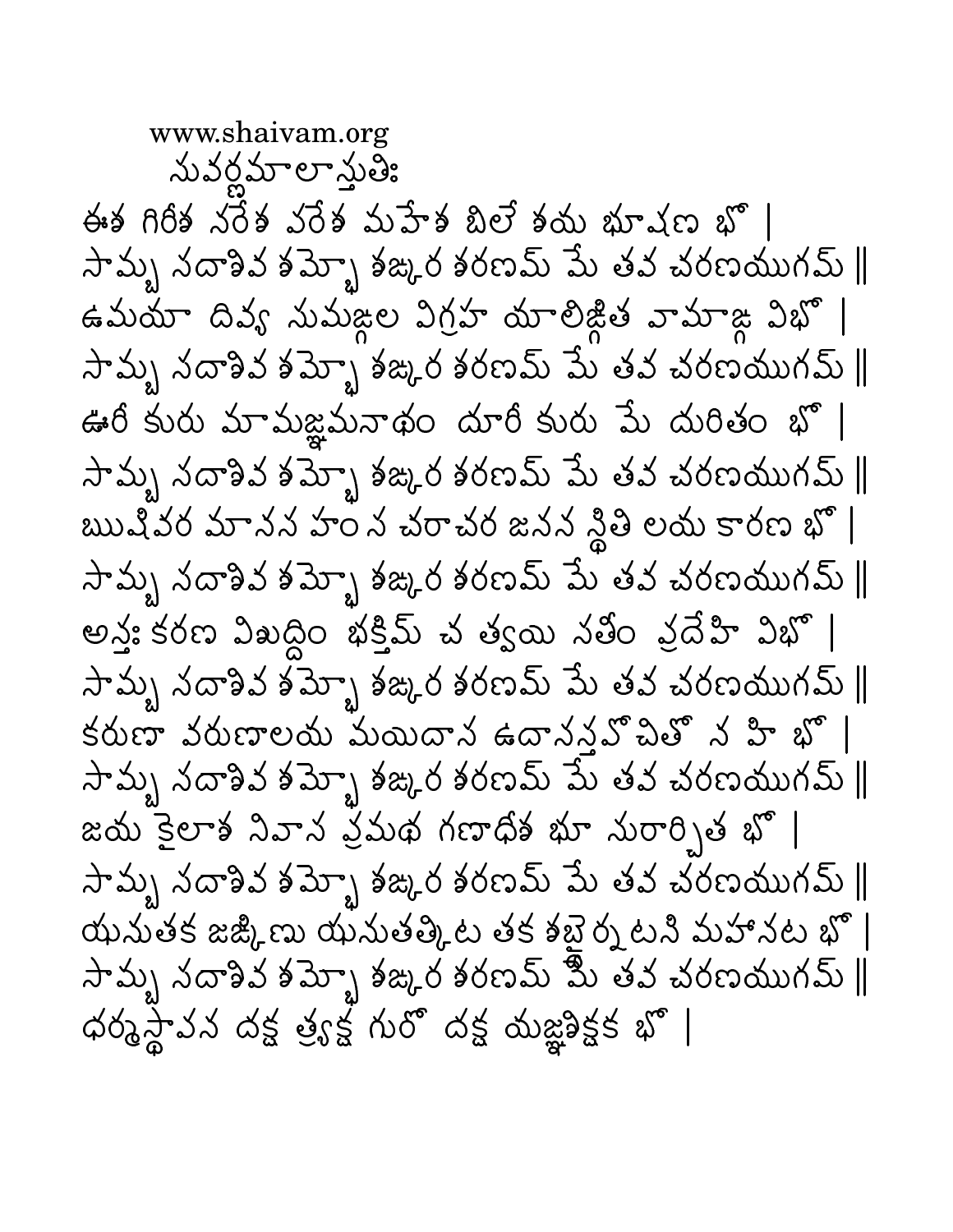www.shaivam.org

సువర్ణమాలాస్తుతిః

ఈశ గిరీశ నరేశ వరేశ మహేశ బిలే శయ భూషణ భో |
సామ్బ సదాశివ శమ్భో శఙ్కర శరణమ్ మే తవ చరణయుగమ్ ||
ఉమయా దివ్య సుమఙ్గల విగ్రహ యాలిఙ్గిత వామాఙ్గ విభో |
సామ్బ సదాశివ శమ్భో శఙ్కర శరణమ్ మే తవ చరణయుగమ్ ||
ఊరీ కురు మామజ్ఞమనాథం దూరీ కురు మే దురితం భో |
సామ్బ సదాశివ శమ్భో శఙ్కర శరణమ్ మే తవ చరణయుగమ్ ||
ఋషివర మానస హంస చరాచర జనన స్థితి లయ కారణ భో |
సామ్బ సదాశివ శమ్భో శఙ్కర శరణమ్ మే తవ చరణయుగమ్ ||
అన్తః కరణ విశుద్ధిం భక్తిమ్ చ త్వయి సతీం ప్రదేహి విభో |
సామ్బ సదాశివ శమ్భో శఙ్కర శరణమ్ మే తవ చరణయుగమ్ ||
కరుణా వరుణాలయ మయిదాస ఉదాసస్తవోచితో న హి భో |
సామ్బ సదాశివ శమ్భో శఙ్కర శరణమ్ మే తవ చరణయుగమ్ ||
జయ కైలాశ నివాస ప్రమథ గణాధీశ భూ సురార్చిత భో |
సామ్బ సదాశివ శమ్భో శఙ్కర శరణమ్ మే తవ చరణయుగమ్ ||
ఝనుతక జఙ్కిణు ఝనుతత్కిట తక శబ్దైర్నటసి మహానట భో |
సామ్బ సదాశివ శమ్భో శఙ్కర శరణమ్ మే తవ చరణయుగమ్ ||
ధర్మస్థాపన దక్ష త్ర్యక్ష గురో దక్ష యజ్ఞశిక్షక భో |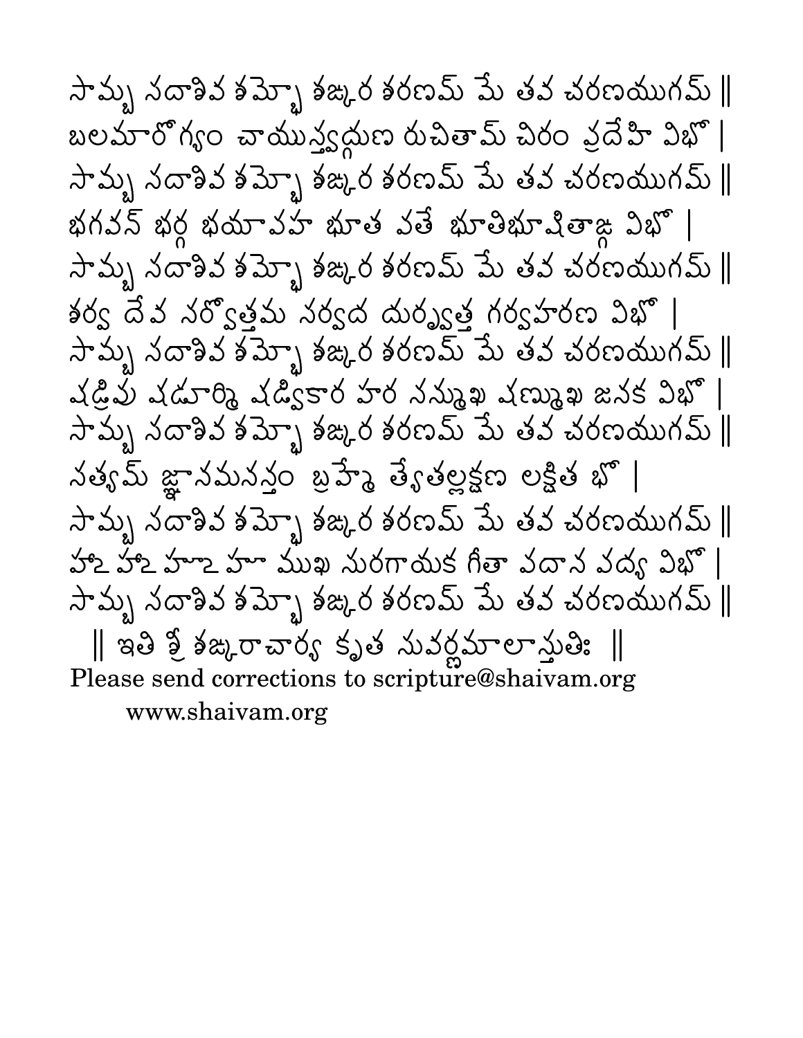సామ్బ సదాశివ శమ్భో శఙ్కర శరణమ్ మే తవ చరణయుగమ్ ॥
బలమారోగ్యం చాయుస్త్వద్గుణ రుచితామ్ చిరం ప్రదేహి విభో ।
సామ్బ సదాశివ శమ్భో శఙ్కర శరణమ్ మే తవ చరణయుగమ్ ॥
భగవన్ భర్గ భయాపహ భూత పతే భూతిభూషితాఙ్గ విభో ।
సామ్బ సదాశివ శమ్భో శఙ్కర శరణమ్ మే తవ చరణయుగమ్ ॥
శర్వ దేవ సర్వోత్తమ సర్వద దుర్వృత్త గర్వహరణ విభో ।
సామ్బ సదాశివ శమ్భో శఙ్కర శరణమ్ మే తవ చరణయుగమ్ ॥
షడ్రిపు షడూర్మి షడ్వికార హర సన్ముఖ షణ్ముఖ జనక విభో ।
సామ్బ సదాశివ శమ్భో శఙ్కర శరణమ్ మే తవ చరణయుగమ్ ॥
సత్యమ్ జ్ఞానమనన్తం బ్రహ్మే త్యేతల్లక్షణ లక్షిత భో ।
సామ్బ సదాశివ శమ్భో శఙ్కర శరణమ్ మే తవ చరణయుగమ్ ॥
హాహా హూహూ ముఖ సురగాయక గీతా పదాన పద్య విభో ।
సామ్బ సదాశివ శమ్భో శఙ్కర శరణమ్ మే తవ చరణయుగమ్ ॥

॥ ఇతి శ్రీ శఙ్కరాచార్య కృత సువర్ణమాలాస్తుతిః ॥

Please send corrections to scripture@shaivam.org

www.shaivam.org